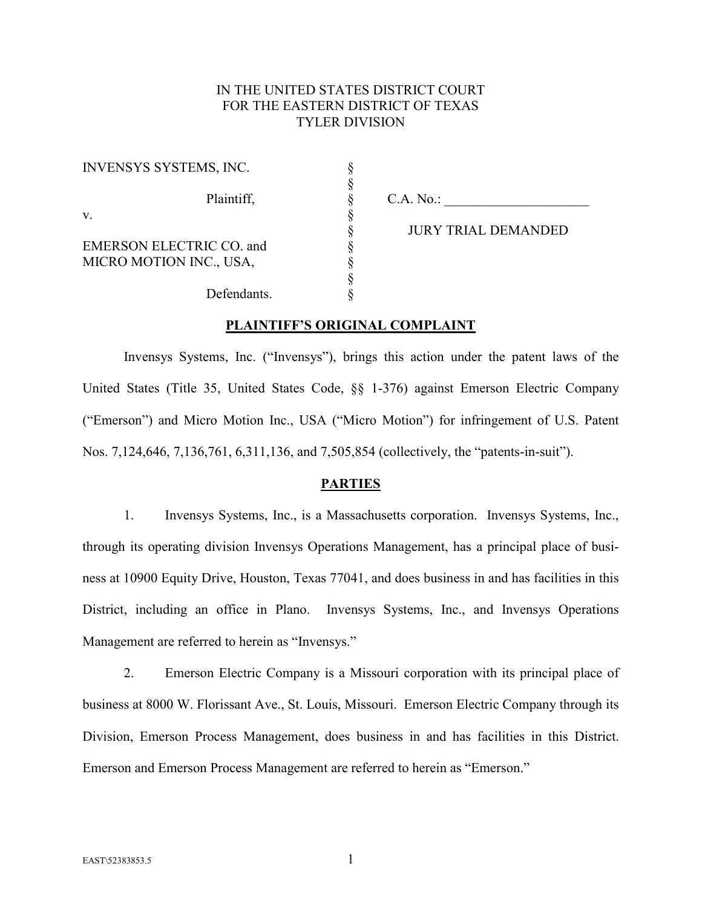IN THE UNITED STATES DISTRICT COURT
FOR THE EASTERN DISTRICT OF TEXAS
TYLER DIVISION

| | | |
|---|---|---|
| INVENSYS SYSTEMS, INC. | § | |
| | § | |
| Plaintiff, | § | C.A. No.: ____________________ |
| v. | § | |
| | § | JURY TRIAL DEMANDED |
| EMERSON ELECTRIC CO. and | § | |
| MICRO MOTION INC., USA, | § | |
| | § | |
| Defendants. | § | |

**PLAINTIFF'S ORIGINAL COMPLAINT**

Invensys Systems, Inc. ("Invensys"), brings this action under the patent laws of the United States (Title 35, United States Code, §§ 1-376) against Emerson Electric Company ("Emerson") and Micro Motion Inc., USA ("Micro Motion") for infringement of U.S. Patent Nos. 7,124,646, 7,136,761, 6,311,136, and 7,505,854 (collectively, the "patents-in-suit").

**PARTIES**

1. Invensys Systems, Inc., is a Massachusetts corporation. Invensys Systems, Inc., through its operating division Invensys Operations Management, has a principal place of business at 10900 Equity Drive, Houston, Texas 77041, and does business in and has facilities in this District, including an office in Plano. Invensys Systems, Inc., and Invensys Operations Management are referred to herein as "Invensys."

2. Emerson Electric Company is a Missouri corporation with its principal place of business at 8000 W. Florissant Ave., St. Louis, Missouri. Emerson Electric Company through its Division, Emerson Process Management, does business in and has facilities in this District. Emerson and Emerson Process Management are referred to herein as "Emerson."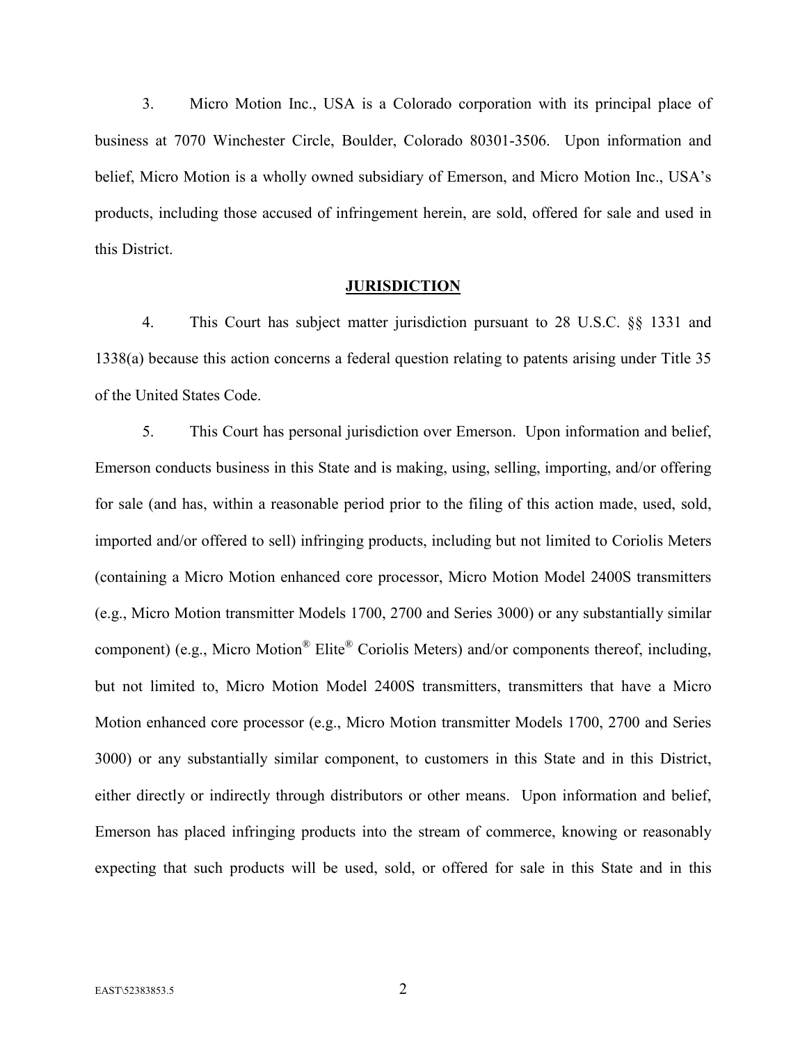3. Micro Motion Inc., USA is a Colorado corporation with its principal place of business at 7070 Winchester Circle, Boulder, Colorado 80301-3506. Upon information and belief, Micro Motion is a wholly owned subsidiary of Emerson, and Micro Motion Inc., USA's products, including those accused of infringement herein, are sold, offered for sale and used in this District.

## JURISDICTION

4. This Court has subject matter jurisdiction pursuant to 28 U.S.C. §§ 1331 and 1338(a) because this action concerns a federal question relating to patents arising under Title 35 of the United States Code.

5. This Court has personal jurisdiction over Emerson. Upon information and belief, Emerson conducts business in this State and is making, using, selling, importing, and/or offering for sale (and has, within a reasonable period prior to the filing of this action made, used, sold, imported and/or offered to sell) infringing products, including but not limited to Coriolis Meters (containing a Micro Motion enhanced core processor, Micro Motion Model 2400S transmitters (e.g., Micro Motion transmitter Models 1700, 2700 and Series 3000) or any substantially similar component) (e.g., Micro Motion® Elite® Coriolis Meters) and/or components thereof, including, but not limited to, Micro Motion Model 2400S transmitters, transmitters that have a Micro Motion enhanced core processor (e.g., Micro Motion transmitter Models 1700, 2700 and Series 3000) or any substantially similar component, to customers in this State and in this District, either directly or indirectly through distributors or other means. Upon information and belief, Emerson has placed infringing products into the stream of commerce, knowing or reasonably expecting that such products will be used, sold, or offered for sale in this State and in this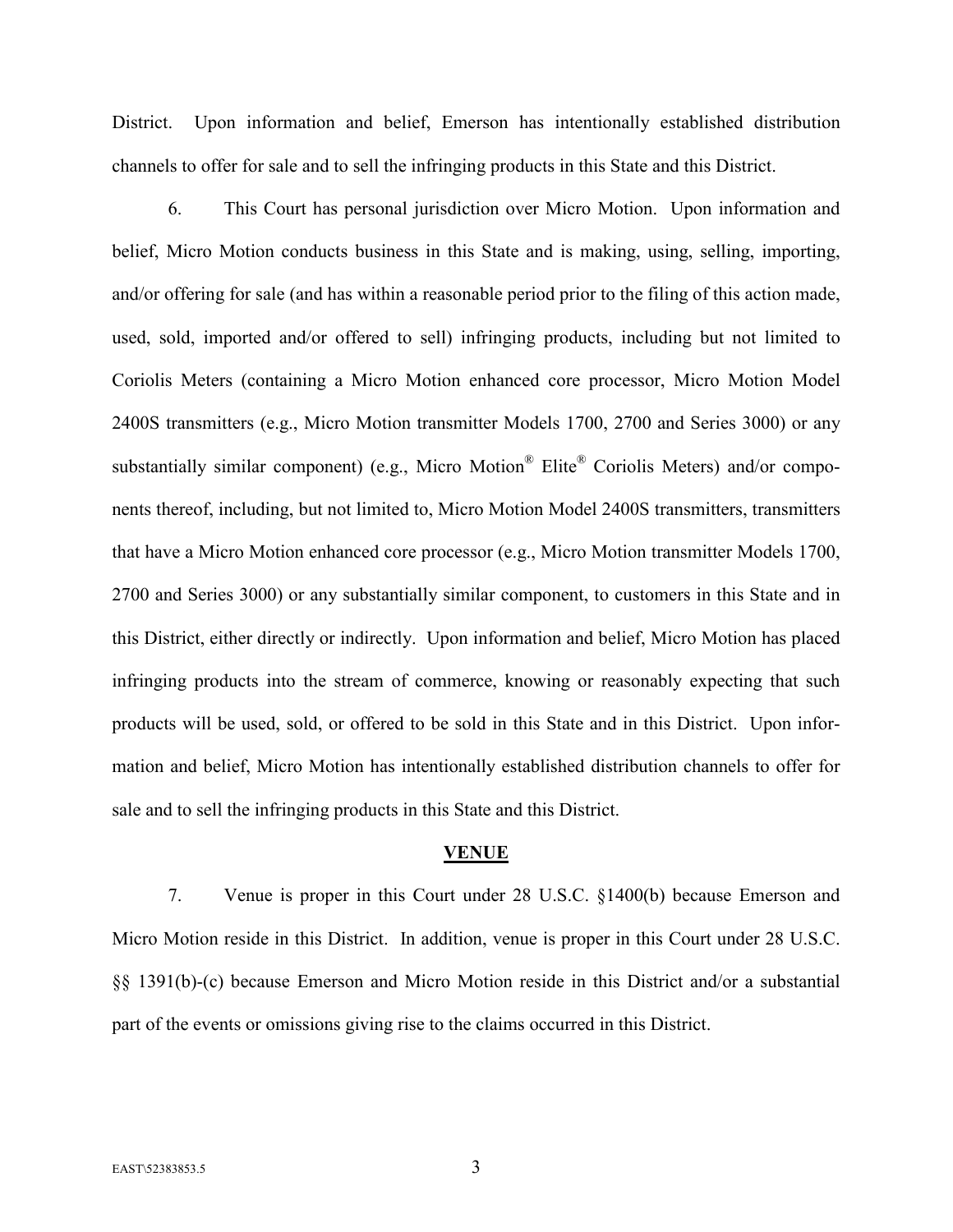District. Upon information and belief, Emerson has intentionally established distribution channels to offer for sale and to sell the infringing products in this State and this District.

6. This Court has personal jurisdiction over Micro Motion. Upon information and belief, Micro Motion conducts business in this State and is making, using, selling, importing, and/or offering for sale (and has within a reasonable period prior to the filing of this action made, used, sold, imported and/or offered to sell) infringing products, including but not limited to Coriolis Meters (containing a Micro Motion enhanced core processor, Micro Motion Model 2400S transmitters (e.g., Micro Motion transmitter Models 1700, 2700 and Series 3000) or any substantially similar component) (e.g., Micro Motion® Elite® Coriolis Meters) and/or components thereof, including, but not limited to, Micro Motion Model 2400S transmitters, transmitters that have a Micro Motion enhanced core processor (e.g., Micro Motion transmitter Models 1700, 2700 and Series 3000) or any substantially similar component, to customers in this State and in this District, either directly or indirectly. Upon information and belief, Micro Motion has placed infringing products into the stream of commerce, knowing or reasonably expecting that such products will be used, sold, or offered to be sold in this State and in this District. Upon information and belief, Micro Motion has intentionally established distribution channels to offer for sale and to sell the infringing products in this State and this District.

## VENUE

7. Venue is proper in this Court under 28 U.S.C. §1400(b) because Emerson and Micro Motion reside in this District. In addition, venue is proper in this Court under 28 U.S.C. §§ 1391(b)-(c) because Emerson and Micro Motion reside in this District and/or a substantial part of the events or omissions giving rise to the claims occurred in this District.

EAST\52383853.5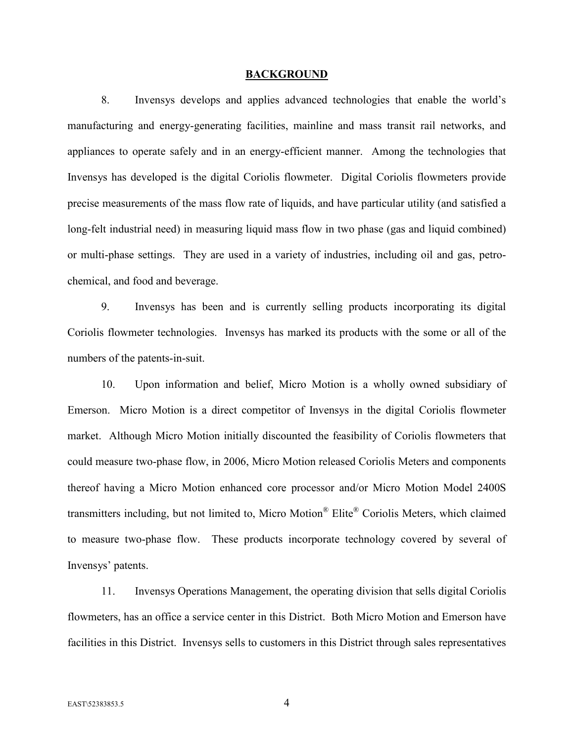## BACKGROUND

8. Invensys develops and applies advanced technologies that enable the world's manufacturing and energy-generating facilities, mainline and mass transit rail networks, and appliances to operate safely and in an energy-efficient manner. Among the technologies that Invensys has developed is the digital Coriolis flowmeter. Digital Coriolis flowmeters provide precise measurements of the mass flow rate of liquids, and have particular utility (and satisfied a long-felt industrial need) in measuring liquid mass flow in two phase (gas and liquid combined) or multi-phase settings. They are used in a variety of industries, including oil and gas, petro-chemical, and food and beverage.

9. Invensys has been and is currently selling products incorporating its digital Coriolis flowmeter technologies. Invensys has marked its products with the some or all of the numbers of the patents-in-suit.

10. Upon information and belief, Micro Motion is a wholly owned subsidiary of Emerson. Micro Motion is a direct competitor of Invensys in the digital Coriolis flowmeter market. Although Micro Motion initially discounted the feasibility of Coriolis flowmeters that could measure two-phase flow, in 2006, Micro Motion released Coriolis Meters and components thereof having a Micro Motion enhanced core processor and/or Micro Motion Model 2400S transmitters including, but not limited to, Micro Motion® Elite® Coriolis Meters, which claimed to measure two-phase flow. These products incorporate technology covered by several of Invensys' patents.

11. Invensys Operations Management, the operating division that sells digital Coriolis flowmeters, has an office a service center in this District. Both Micro Motion and Emerson have facilities in this District. Invensys sells to customers in this District through sales representatives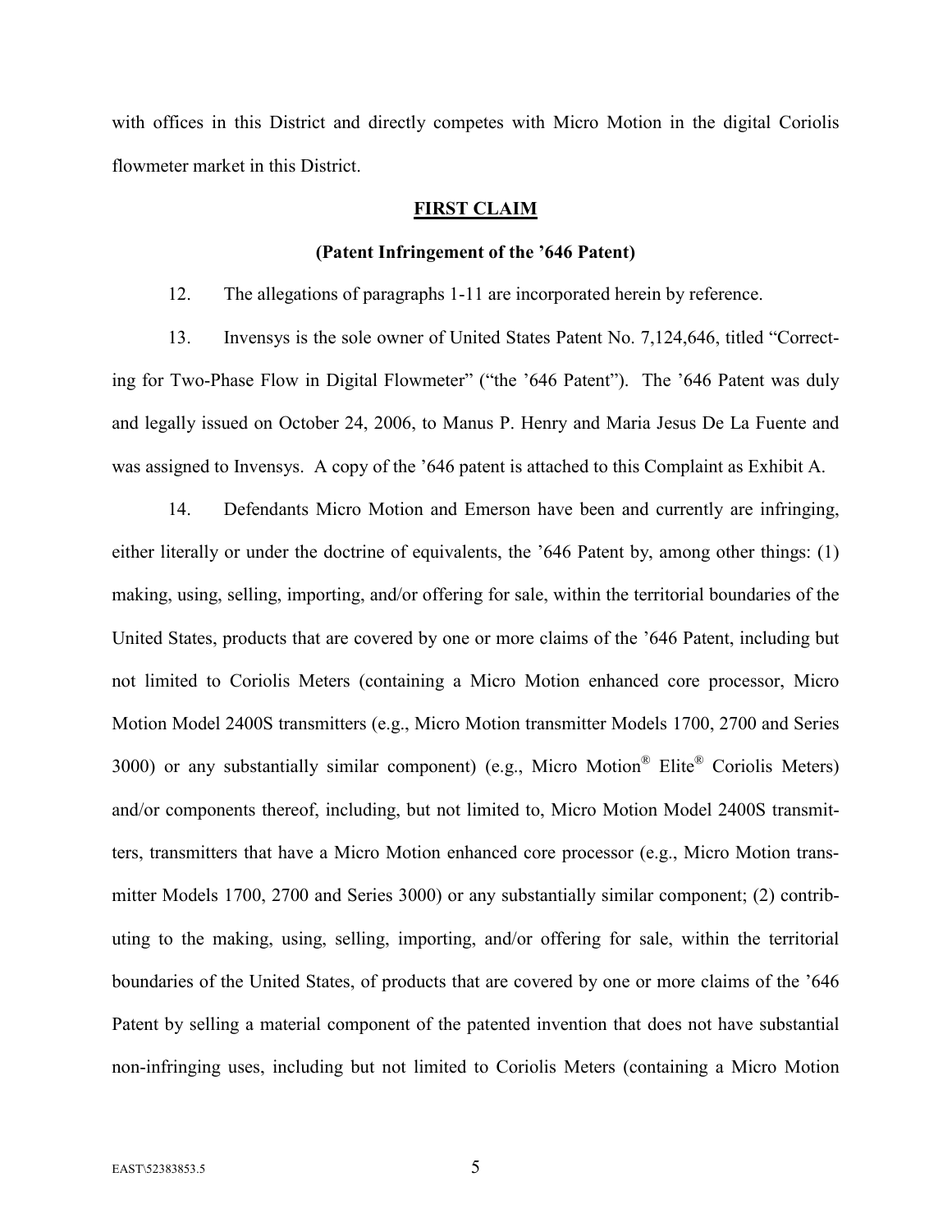with offices in this District and directly competes with Micro Motion in the digital Coriolis flowmeter market in this District.

## FIRST CLAIM

### (Patent Infringement of the ’646 Patent)

12. The allegations of paragraphs 1-11 are incorporated herein by reference.

13. Invensys is the sole owner of United States Patent No. 7,124,646, titled “Correcting for Two-Phase Flow in Digital Flowmeter” (“the ’646 Patent”). The ’646 Patent was duly and legally issued on October 24, 2006, to Manus P. Henry and Maria Jesus De La Fuente and was assigned to Invensys. A copy of the ’646 patent is attached to this Complaint as Exhibit A.

14. Defendants Micro Motion and Emerson have been and currently are infringing, either literally or under the doctrine of equivalents, the ’646 Patent by, among other things: (1) making, using, selling, importing, and/or offering for sale, within the territorial boundaries of the United States, products that are covered by one or more claims of the ’646 Patent, including but not limited to Coriolis Meters (containing a Micro Motion enhanced core processor, Micro Motion Model 2400S transmitters (e.g., Micro Motion transmitter Models 1700, 2700 and Series 3000) or any substantially similar component) (e.g., Micro Motion® Elite® Coriolis Meters) and/or components thereof, including, but not limited to, Micro Motion Model 2400S transmitters, transmitters that have a Micro Motion enhanced core processor (e.g., Micro Motion transmitter Models 1700, 2700 and Series 3000) or any substantially similar component; (2) contributing to the making, using, selling, importing, and/or offering for sale, within the territorial boundaries of the United States, of products that are covered by one or more claims of the ’646 Patent by selling a material component of the patented invention that does not have substantial non-infringing uses, including but not limited to Coriolis Meters (containing a Micro Motion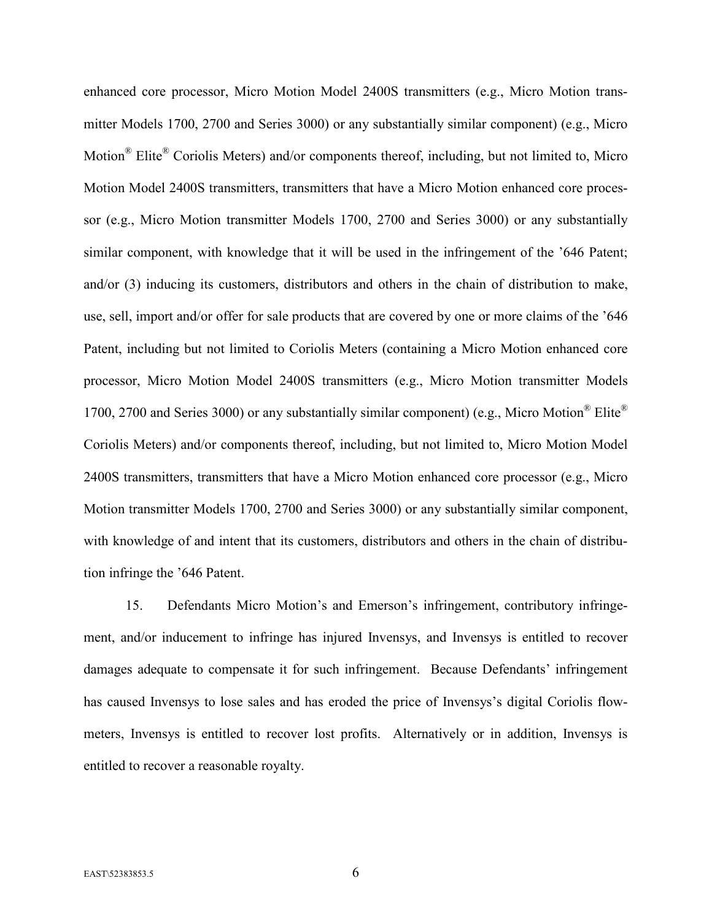enhanced core processor, Micro Motion Model 2400S transmitters (e.g., Micro Motion transmitter Models 1700, 2700 and Series 3000) or any substantially similar component) (e.g., Micro Motion® Elite® Coriolis Meters) and/or components thereof, including, but not limited to, Micro Motion Model 2400S transmitters, transmitters that have a Micro Motion enhanced core processor (e.g., Micro Motion transmitter Models 1700, 2700 and Series 3000) or any substantially similar component, with knowledge that it will be used in the infringement of the '646 Patent; and/or (3) inducing its customers, distributors and others in the chain of distribution to make, use, sell, import and/or offer for sale products that are covered by one or more claims of the '646 Patent, including but not limited to Coriolis Meters (containing a Micro Motion enhanced core processor, Micro Motion Model 2400S transmitters (e.g., Micro Motion transmitter Models 1700, 2700 and Series 3000) or any substantially similar component) (e.g., Micro Motion® Elite® Coriolis Meters) and/or components thereof, including, but not limited to, Micro Motion Model 2400S transmitters, transmitters that have a Micro Motion enhanced core processor (e.g., Micro Motion transmitter Models 1700, 2700 and Series 3000) or any substantially similar component, with knowledge of and intent that its customers, distributors and others in the chain of distribution infringe the '646 Patent.

15. Defendants Micro Motion's and Emerson's infringement, contributory infringement, and/or inducement to infringe has injured Invensys, and Invensys is entitled to recover damages adequate to compensate it for such infringement. Because Defendants' infringement has caused Invensys to lose sales and has eroded the price of Invensys's digital Coriolis flowmeters, Invensys is entitled to recover lost profits. Alternatively or in addition, Invensys is entitled to recover a reasonable royalty.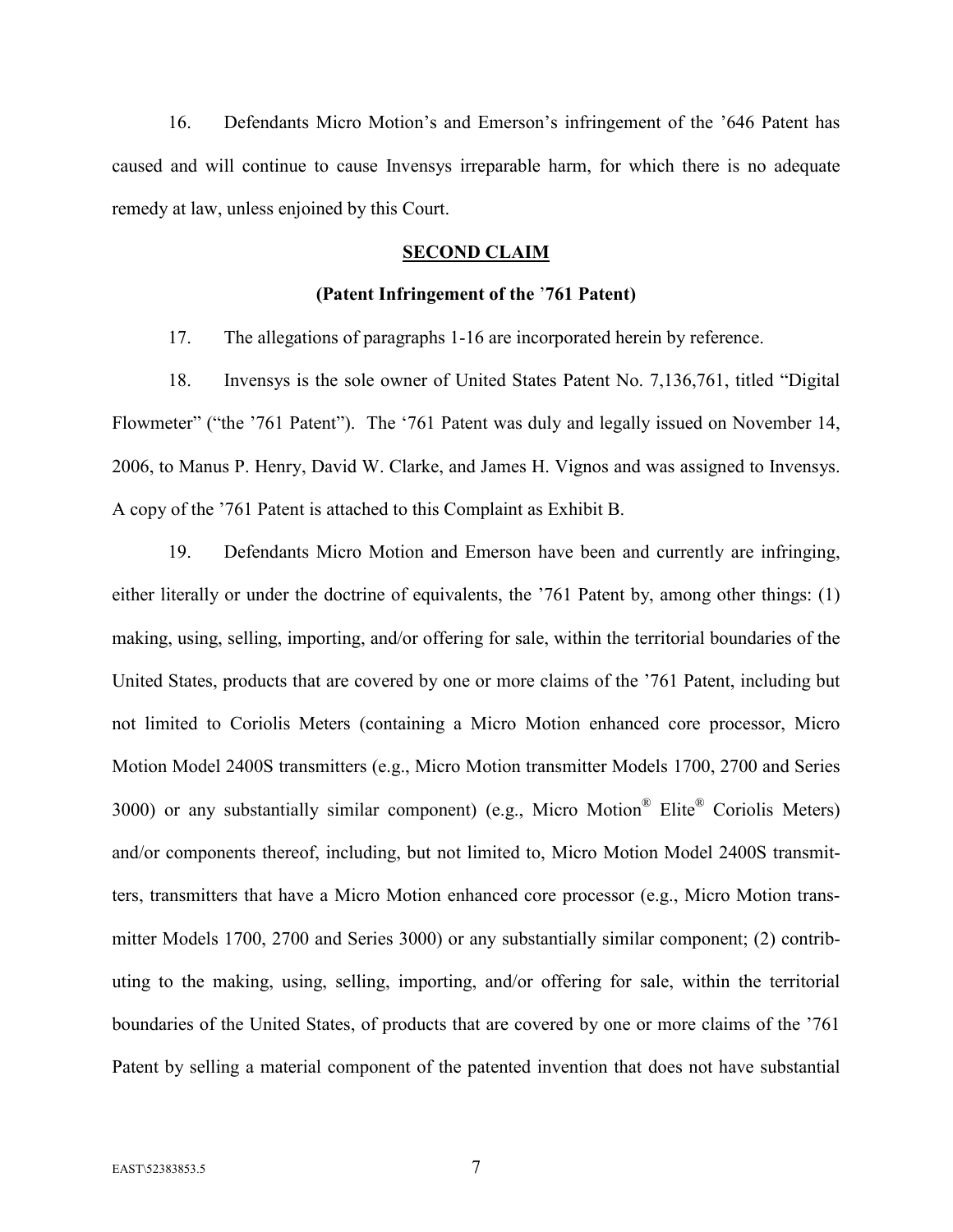16. Defendants Micro Motion's and Emerson's infringement of the '646 Patent has caused and will continue to cause Invensys irreparable harm, for which there is no adequate remedy at law, unless enjoined by this Court.

## SECOND CLAIM

### (Patent Infringement of the '761 Patent)

17. The allegations of paragraphs 1-16 are incorporated herein by reference.

18. Invensys is the sole owner of United States Patent No. 7,136,761, titled "Digital Flowmeter" ("the '761 Patent"). The '761 Patent was duly and legally issued on November 14, 2006, to Manus P. Henry, David W. Clarke, and James H. Vignos and was assigned to Invensys. A copy of the '761 Patent is attached to this Complaint as Exhibit B.

19. Defendants Micro Motion and Emerson have been and currently are infringing, either literally or under the doctrine of equivalents, the '761 Patent by, among other things: (1) making, using, selling, importing, and/or offering for sale, within the territorial boundaries of the United States, products that are covered by one or more claims of the '761 Patent, including but not limited to Coriolis Meters (containing a Micro Motion enhanced core processor, Micro Motion Model 2400S transmitters (e.g., Micro Motion transmitter Models 1700, 2700 and Series 3000) or any substantially similar component) (e.g., Micro Motion® Elite® Coriolis Meters) and/or components thereof, including, but not limited to, Micro Motion Model 2400S transmitters, transmitters that have a Micro Motion enhanced core processor (e.g., Micro Motion transmitter Models 1700, 2700 and Series 3000) or any substantially similar component; (2) contributing to the making, using, selling, importing, and/or offering for sale, within the territorial boundaries of the United States, of products that are covered by one or more claims of the '761 Patent by selling a material component of the patented invention that does not have substantial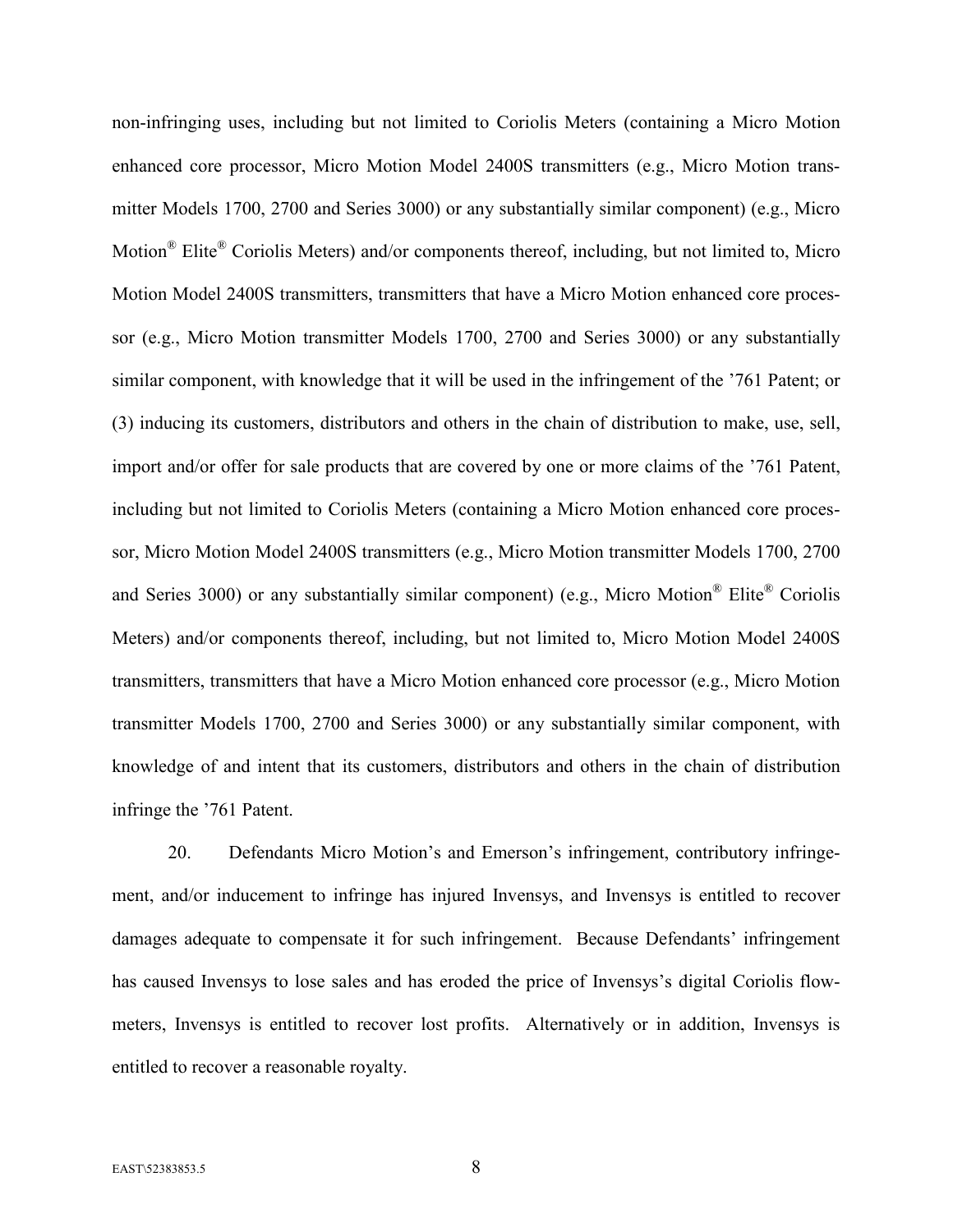non-infringing uses, including but not limited to Coriolis Meters (containing a Micro Motion enhanced core processor, Micro Motion Model 2400S transmitters (e.g., Micro Motion transmitter Models 1700, 2700 and Series 3000) or any substantially similar component) (e.g., Micro Motion® Elite® Coriolis Meters) and/or components thereof, including, but not limited to, Micro Motion Model 2400S transmitters, transmitters that have a Micro Motion enhanced core processor (e.g., Micro Motion transmitter Models 1700, 2700 and Series 3000) or any substantially similar component, with knowledge that it will be used in the infringement of the '761 Patent; or (3) inducing its customers, distributors and others in the chain of distribution to make, use, sell, import and/or offer for sale products that are covered by one or more claims of the '761 Patent, including but not limited to Coriolis Meters (containing a Micro Motion enhanced core processor, Micro Motion Model 2400S transmitters (e.g., Micro Motion transmitter Models 1700, 2700 and Series 3000) or any substantially similar component) (e.g., Micro Motion® Elite® Coriolis Meters) and/or components thereof, including, but not limited to, Micro Motion Model 2400S transmitters, transmitters that have a Micro Motion enhanced core processor (e.g., Micro Motion transmitter Models 1700, 2700 and Series 3000) or any substantially similar component, with knowledge of and intent that its customers, distributors and others in the chain of distribution infringe the '761 Patent.

20. Defendants Micro Motion's and Emerson's infringement, contributory infringement, and/or inducement to infringe has injured Invensys, and Invensys is entitled to recover damages adequate to compensate it for such infringement. Because Defendants' infringement has caused Invensys to lose sales and has eroded the price of Invensys's digital Coriolis flowmeters, Invensys is entitled to recover lost profits. Alternatively or in addition, Invensys is entitled to recover a reasonable royalty.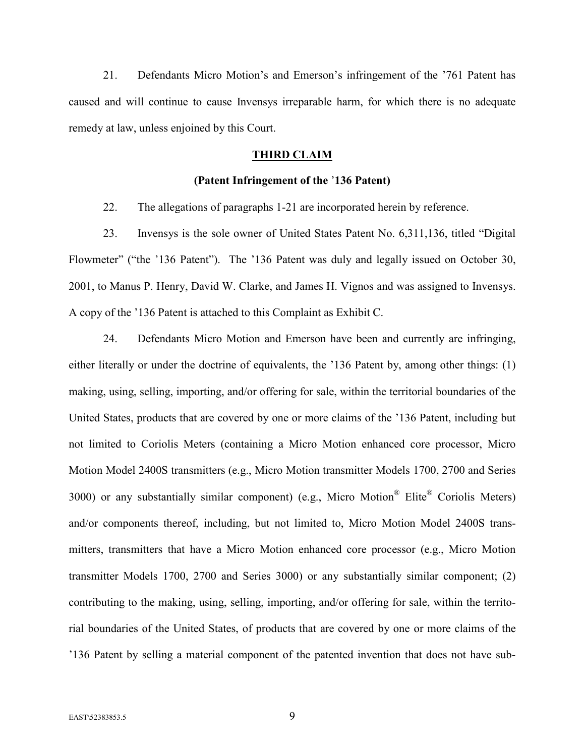21. Defendants Micro Motion's and Emerson's infringement of the '761 Patent has caused and will continue to cause Invensys irreparable harm, for which there is no adequate remedy at law, unless enjoined by this Court.

## THIRD CLAIM

### (Patent Infringement of the '136 Patent)

22. The allegations of paragraphs 1-21 are incorporated herein by reference.

23. Invensys is the sole owner of United States Patent No. 6,311,136, titled "Digital Flowmeter" ("the '136 Patent"). The '136 Patent was duly and legally issued on October 30, 2001, to Manus P. Henry, David W. Clarke, and James H. Vignos and was assigned to Invensys. A copy of the '136 Patent is attached to this Complaint as Exhibit C.

24. Defendants Micro Motion and Emerson have been and currently are infringing, either literally or under the doctrine of equivalents, the '136 Patent by, among other things: (1) making, using, selling, importing, and/or offering for sale, within the territorial boundaries of the United States, products that are covered by one or more claims of the '136 Patent, including but not limited to Coriolis Meters (containing a Micro Motion enhanced core processor, Micro Motion Model 2400S transmitters (e.g., Micro Motion transmitter Models 1700, 2700 and Series 3000) or any substantially similar component) (e.g., Micro Motion® Elite® Coriolis Meters) and/or components thereof, including, but not limited to, Micro Motion Model 2400S transmitters, transmitters that have a Micro Motion enhanced core processor (e.g., Micro Motion transmitter Models 1700, 2700 and Series 3000) or any substantially similar component; (2) contributing to the making, using, selling, importing, and/or offering for sale, within the territorial boundaries of the United States, of products that are covered by one or more claims of the '136 Patent by selling a material component of the patented invention that does not have sub-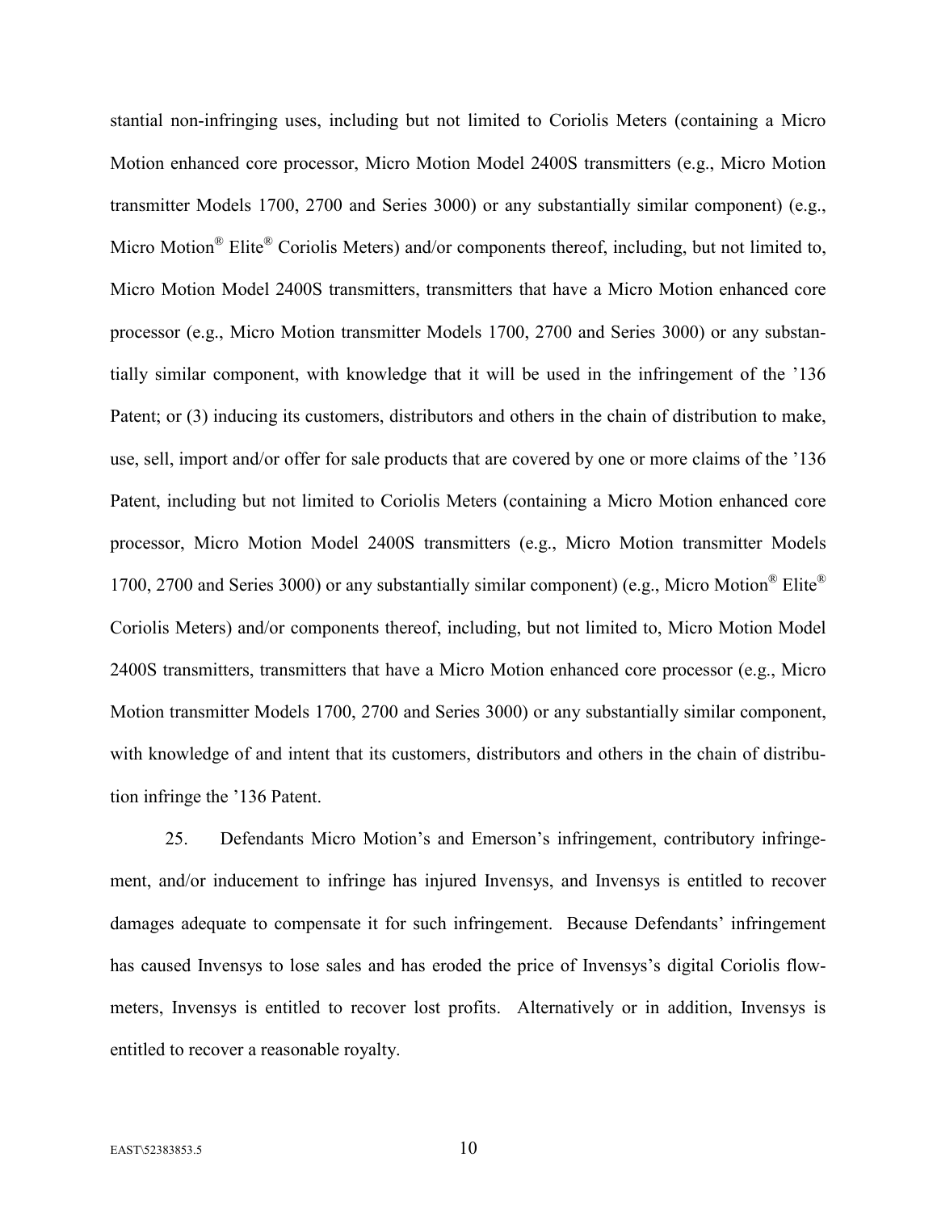stantial non-infringing uses, including but not limited to Coriolis Meters (containing a Micro Motion enhanced core processor, Micro Motion Model 2400S transmitters (e.g., Micro Motion transmitter Models 1700, 2700 and Series 3000) or any substantially similar component) (e.g., Micro Motion® Elite® Coriolis Meters) and/or components thereof, including, but not limited to, Micro Motion Model 2400S transmitters, transmitters that have a Micro Motion enhanced core processor (e.g., Micro Motion transmitter Models 1700, 2700 and Series 3000) or any substantially similar component, with knowledge that it will be used in the infringement of the '136 Patent; or (3) inducing its customers, distributors and others in the chain of distribution to make, use, sell, import and/or offer for sale products that are covered by one or more claims of the '136 Patent, including but not limited to Coriolis Meters (containing a Micro Motion enhanced core processor, Micro Motion Model 2400S transmitters (e.g., Micro Motion transmitter Models 1700, 2700 and Series 3000) or any substantially similar component) (e.g., Micro Motion® Elite® Coriolis Meters) and/or components thereof, including, but not limited to, Micro Motion Model 2400S transmitters, transmitters that have a Micro Motion enhanced core processor (e.g., Micro Motion transmitter Models 1700, 2700 and Series 3000) or any substantially similar component, with knowledge of and intent that its customers, distributors and others in the chain of distribution infringe the '136 Patent.

25. Defendants Micro Motion's and Emerson's infringement, contributory infringement, and/or inducement to infringe has injured Invensys, and Invensys is entitled to recover damages adequate to compensate it for such infringement. Because Defendants' infringement has caused Invensys to lose sales and has eroded the price of Invensys's digital Coriolis flowmeters, Invensys is entitled to recover lost profits. Alternatively or in addition, Invensys is entitled to recover a reasonable royalty.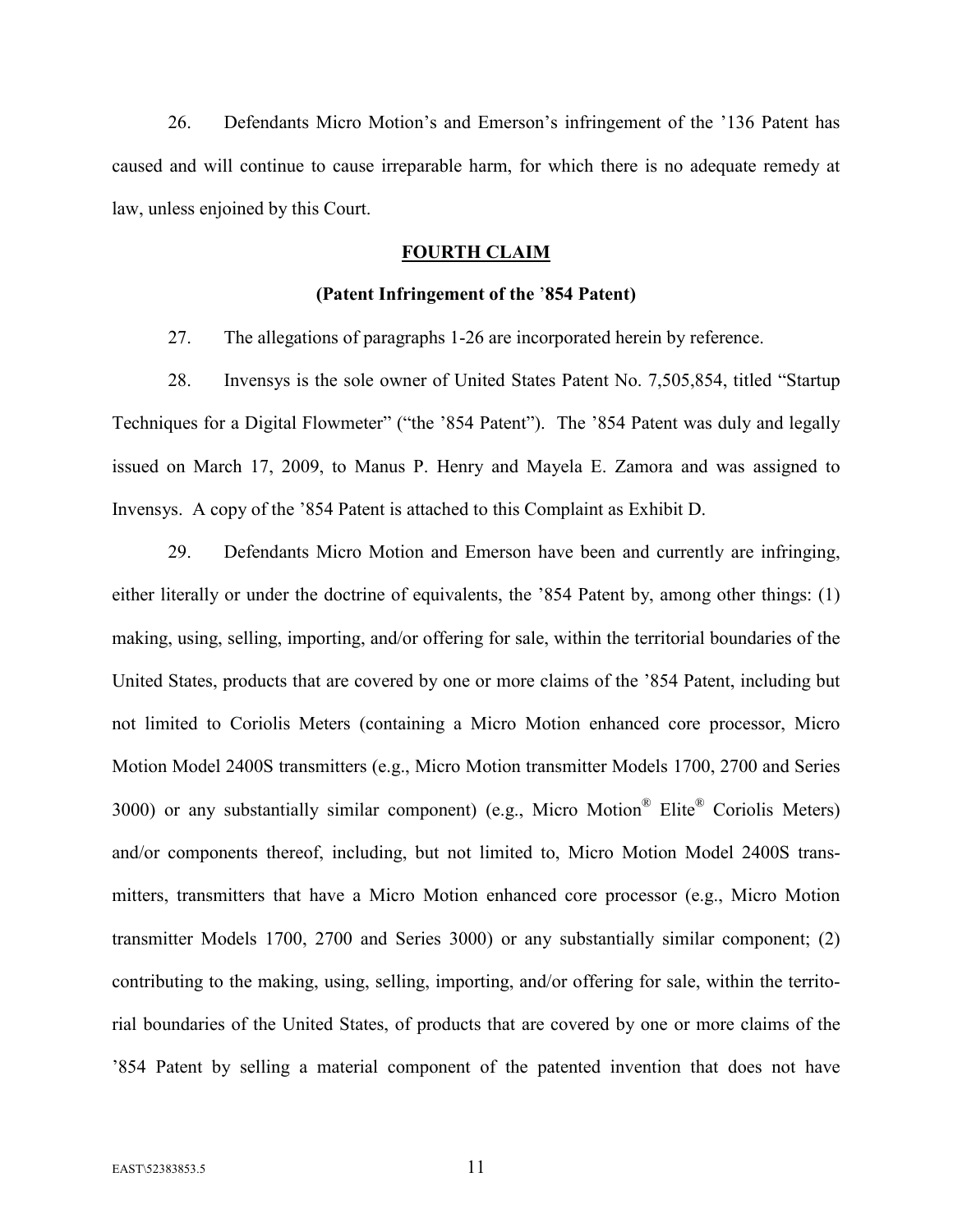26. Defendants Micro Motion's and Emerson's infringement of the '136 Patent has caused and will continue to cause irreparable harm, for which there is no adequate remedy at law, unless enjoined by this Court.

**FOURTH CLAIM**

**(Patent Infringement of the '854 Patent)**

27. The allegations of paragraphs 1-26 are incorporated herein by reference.

28. Invensys is the sole owner of United States Patent No. 7,505,854, titled "Startup Techniques for a Digital Flowmeter" ("the '854 Patent"). The '854 Patent was duly and legally issued on March 17, 2009, to Manus P. Henry and Mayela E. Zamora and was assigned to Invensys. A copy of the '854 Patent is attached to this Complaint as Exhibit D.

29. Defendants Micro Motion and Emerson have been and currently are infringing, either literally or under the doctrine of equivalents, the '854 Patent by, among other things: (1) making, using, selling, importing, and/or offering for sale, within the territorial boundaries of the United States, products that are covered by one or more claims of the '854 Patent, including but not limited to Coriolis Meters (containing a Micro Motion enhanced core processor, Micro Motion Model 2400S transmitters (e.g., Micro Motion transmitter Models 1700, 2700 and Series 3000) or any substantially similar component) (e.g., Micro Motion® Elite® Coriolis Meters) and/or components thereof, including, but not limited to, Micro Motion Model 2400S transmitters, transmitters that have a Micro Motion enhanced core processor (e.g., Micro Motion transmitter Models 1700, 2700 and Series 3000) or any substantially similar component; (2) contributing to the making, using, selling, importing, and/or offering for sale, within the territorial boundaries of the United States, of products that are covered by one or more claims of the '854 Patent by selling a material component of the patented invention that does not have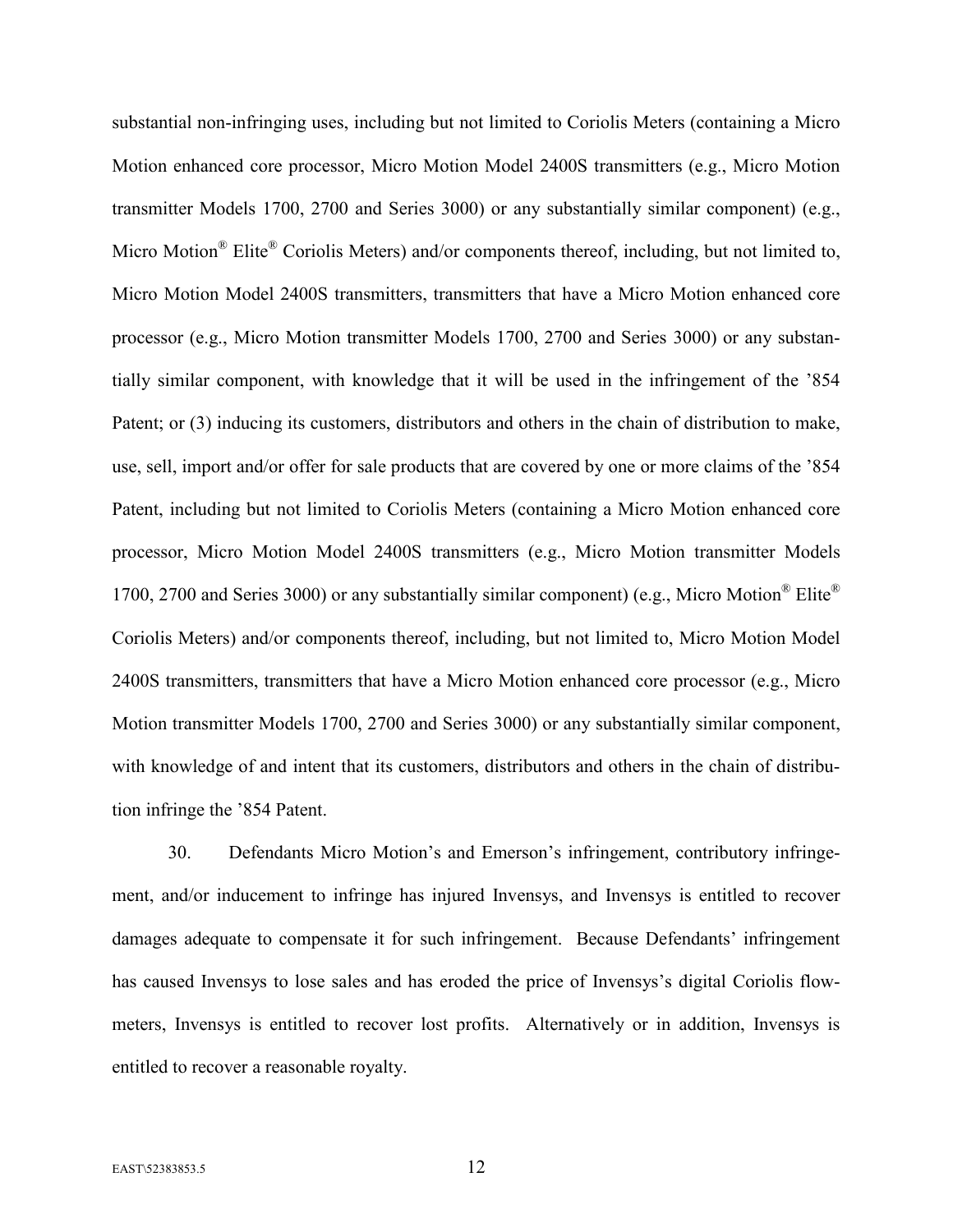substantial non-infringing uses, including but not limited to Coriolis Meters (containing a Micro Motion enhanced core processor, Micro Motion Model 2400S transmitters (e.g., Micro Motion transmitter Models 1700, 2700 and Series 3000) or any substantially similar component) (e.g., Micro Motion® Elite® Coriolis Meters) and/or components thereof, including, but not limited to, Micro Motion Model 2400S transmitters, transmitters that have a Micro Motion enhanced core processor (e.g., Micro Motion transmitter Models 1700, 2700 and Series 3000) or any substantially similar component, with knowledge that it will be used in the infringement of the '854 Patent; or (3) inducing its customers, distributors and others in the chain of distribution to make, use, sell, import and/or offer for sale products that are covered by one or more claims of the '854 Patent, including but not limited to Coriolis Meters (containing a Micro Motion enhanced core processor, Micro Motion Model 2400S transmitters (e.g., Micro Motion transmitter Models 1700, 2700 and Series 3000) or any substantially similar component) (e.g., Micro Motion® Elite® Coriolis Meters) and/or components thereof, including, but not limited to, Micro Motion Model 2400S transmitters, transmitters that have a Micro Motion enhanced core processor (e.g., Micro Motion transmitter Models 1700, 2700 and Series 3000) or any substantially similar component, with knowledge of and intent that its customers, distributors and others in the chain of distribution infringe the '854 Patent.

30. Defendants Micro Motion's and Emerson's infringement, contributory infringement, and/or inducement to infringe has injured Invensys, and Invensys is entitled to recover damages adequate to compensate it for such infringement. Because Defendants' infringement has caused Invensys to lose sales and has eroded the price of Invensys's digital Coriolis flowmeters, Invensys is entitled to recover lost profits. Alternatively or in addition, Invensys is entitled to recover a reasonable royalty.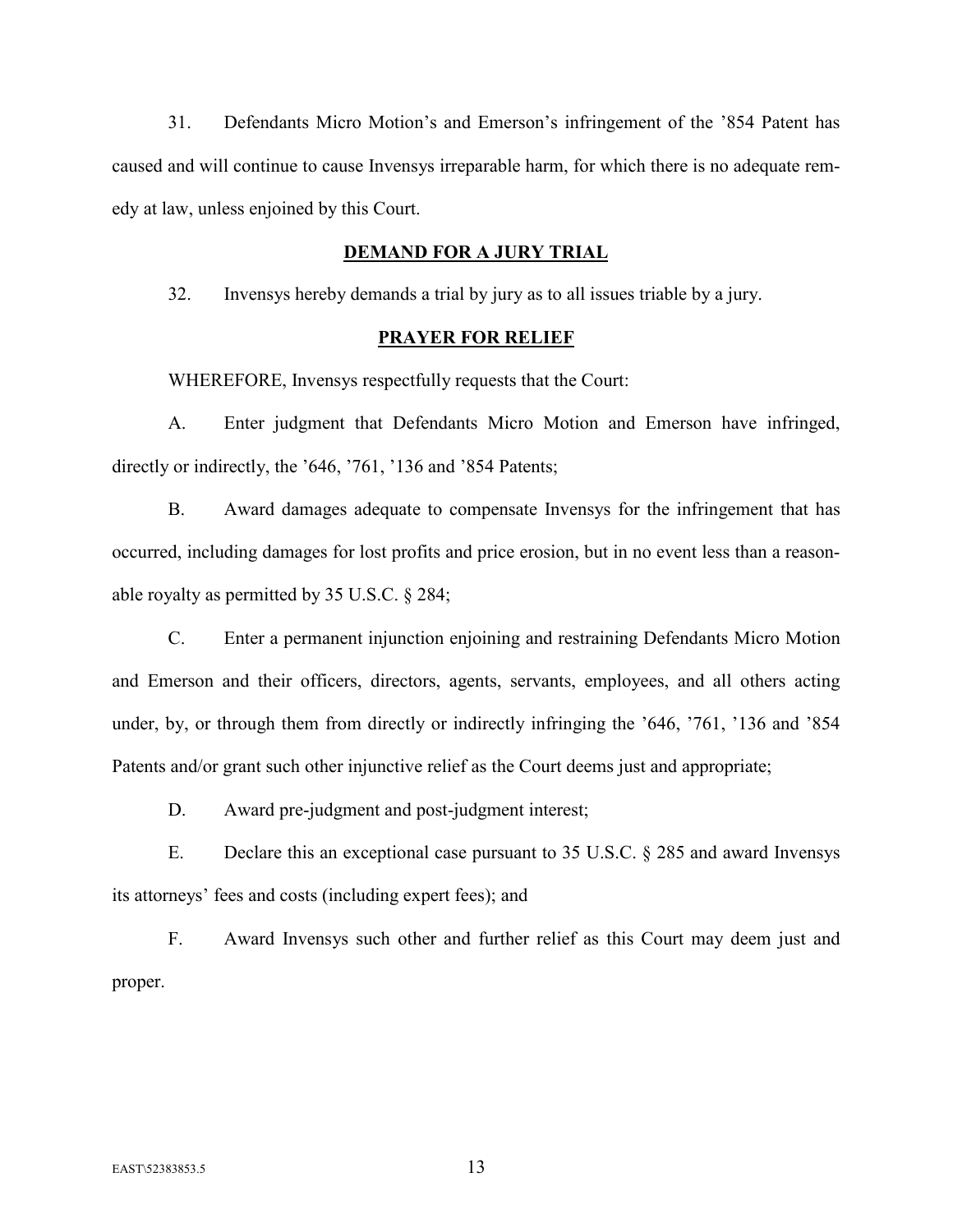31. Defendants Micro Motion's and Emerson's infringement of the '854 Patent has caused and will continue to cause Invensys irreparable harm, for which there is no adequate remedy at law, unless enjoined by this Court.

## DEMAND FOR A JURY TRIAL

32. Invensys hereby demands a trial by jury as to all issues triable by a jury.

## PRAYER FOR RELIEF

WHEREFORE, Invensys respectfully requests that the Court:

A. Enter judgment that Defendants Micro Motion and Emerson have infringed, directly or indirectly, the '646, '761, '136 and '854 Patents;

B. Award damages adequate to compensate Invensys for the infringement that has occurred, including damages for lost profits and price erosion, but in no event less than a reasonable royalty as permitted by 35 U.S.C. § 284;

C. Enter a permanent injunction enjoining and restraining Defendants Micro Motion and Emerson and their officers, directors, agents, servants, employees, and all others acting under, by, or through them from directly or indirectly infringing the '646, '761, '136 and '854 Patents and/or grant such other injunctive relief as the Court deems just and appropriate;

D. Award pre-judgment and post-judgment interest;

E. Declare this an exceptional case pursuant to 35 U.S.C. § 285 and award Invensys its attorneys' fees and costs (including expert fees); and

F. Award Invensys such other and further relief as this Court may deem just and proper.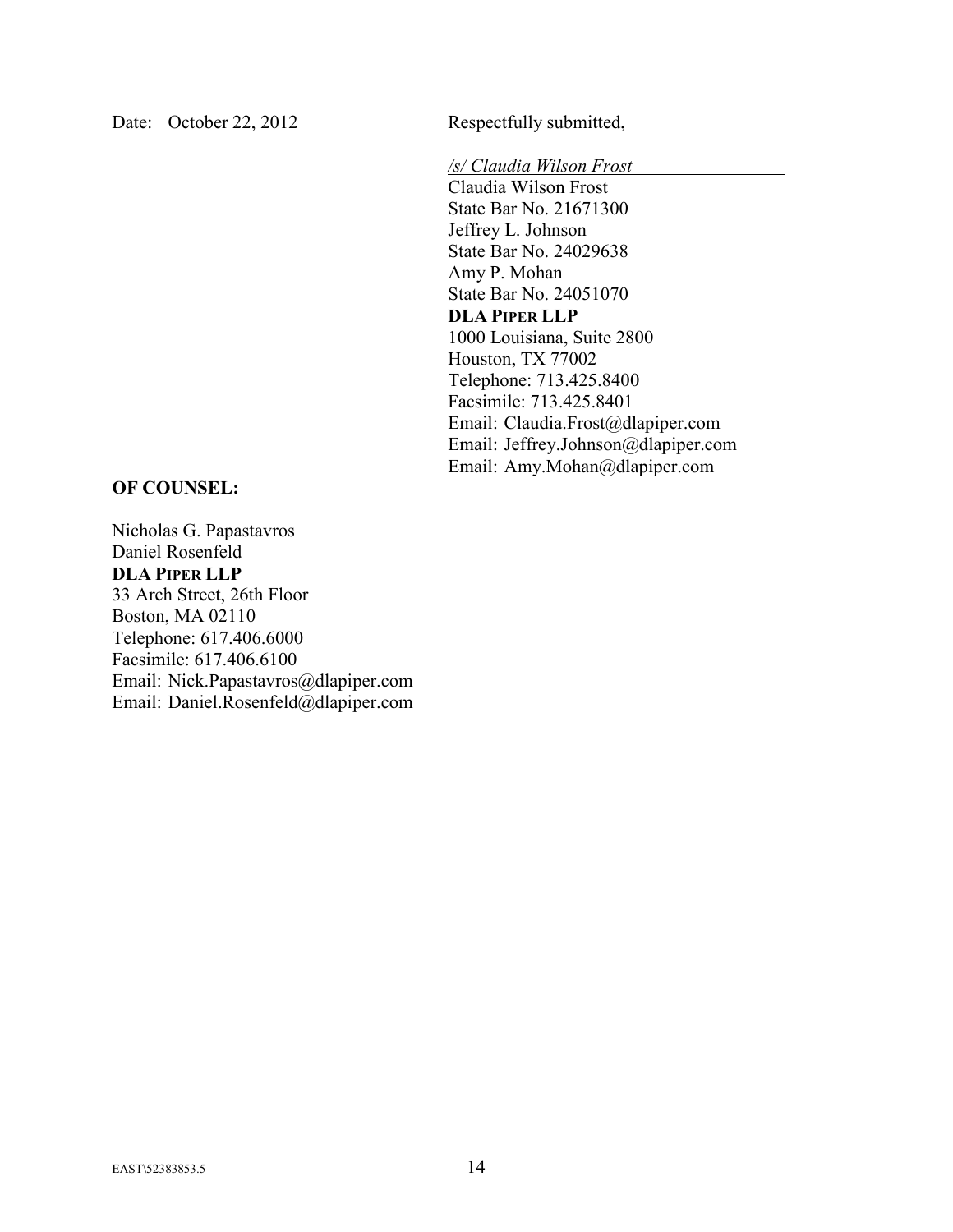Date: October 22, 2012

Respectfully submitted,

*/s/ Claudia Wilson Frost*
Claudia Wilson Frost
State Bar No. 21671300
Jeffrey L. Johnson
State Bar No. 24029638
Amy P. Mohan
State Bar No. 24051070
**DLA PIPER LLP**
1000 Louisiana, Suite 2800
Houston, TX 77002
Telephone: 713.425.8400
Facsimile: 713.425.8401
Email: Claudia.Frost@dlapiper.com
Email: Jeffrey.Johnson@dlapiper.com
Email: Amy.Mohan@dlapiper.com

**OF COUNSEL:**

Nicholas G. Papastavros
Daniel Rosenfeld
**DLA PIPER LLP**
33 Arch Street, 26th Floor
Boston, MA 02110
Telephone: 617.406.6000
Facsimile: 617.406.6100
Email: Nick.Papastavros@dlapiper.com
Email: Daniel.Rosenfeld@dlapiper.com

EAST\52383853.5